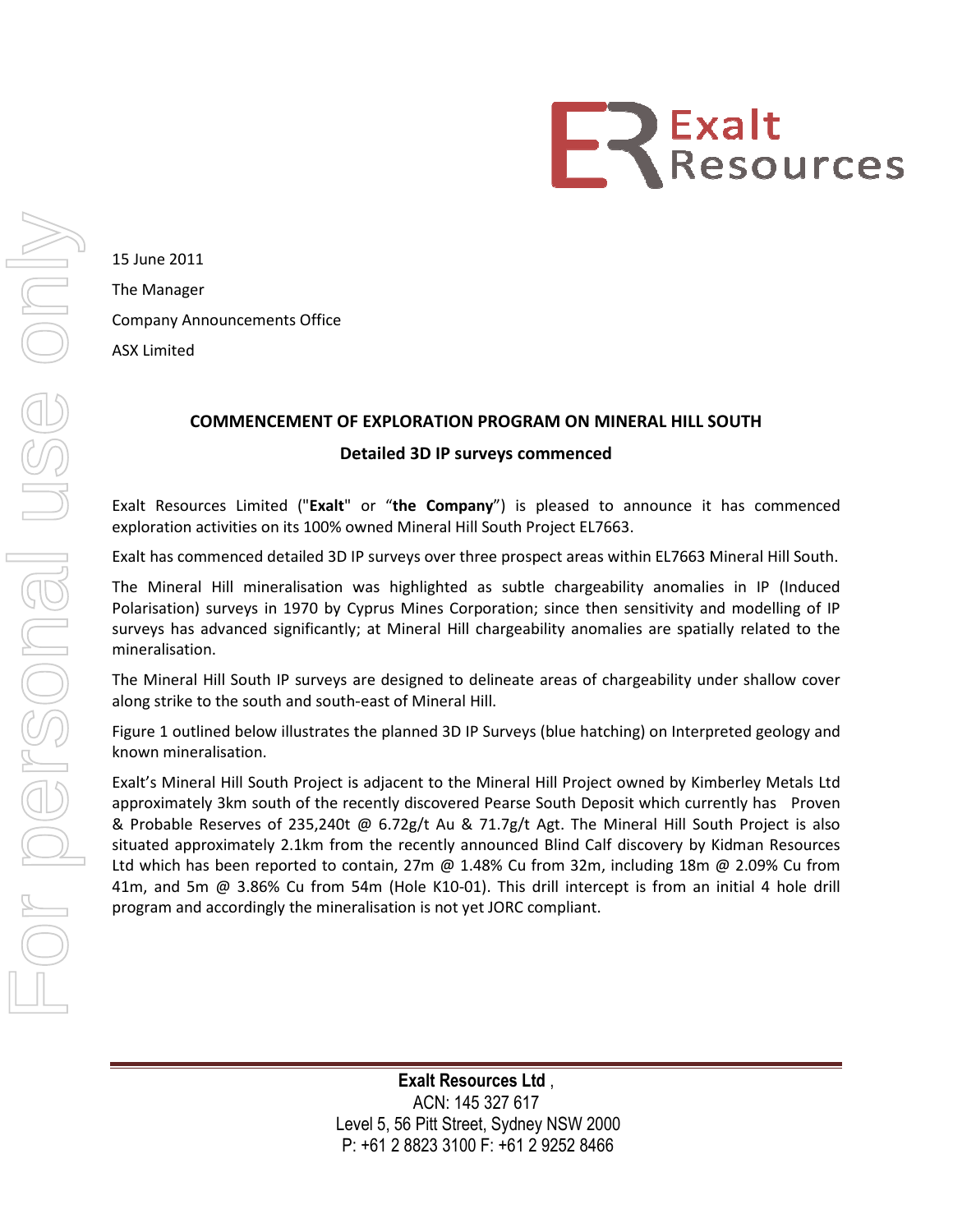15 June 2011

The Manager

Company Announcements Office

ASX Limited

## COMMENCEMENT OF EXPLORATION PROGRAM ON MINERAL HILL SOUTH

### Detailed 3D IP surveys commenced

Exalt Resources Limited ("**Exalt**" or "**the Company**") is pleased to announce it has commenced exploration activities on its 100% owned Mineral Hill South Project EL7663.

Exalt has commenced detailed 3D IP surveys over three prospect areas within EL7663 Mineral Hill South.

The Mineral Hill mineralisation was highlighted as subtle chargeability anomalies in IP (Induced Polarisation) surveys in 1970 by Cyprus Mines Corporation; since then sensitivity and modelling of IP surveys has advanced significantly; at Mineral Hill chargeability anomalies are spatially related to the mineralisation.

The Mineral Hill South IP surveys are designed to delineate areas of chargeability under shallow cover along strike to the south and south-east of Mineral Hill.

Figure 1 outlined below illustrates the planned 3D IP Surveys (blue hatching) on Interpreted geology and known mineralisation.

Exalt's Mineral Hill South Project is adjacent to the Mineral Hill Project owned by Kimberley Metals Ltd approximately 3km south of the recently discovered Pearse South Deposit which currently has Proven & Probable Reserves of 235,240t @ 6.72g/t Au & 71.7g/t Agt. The Mineral Hill South Project is also situated approximately 2.1km from the recently announced Blind Calf discovery by Kidman Resources Ltd which has been reported to contain, 27m @ 1.48% Cu from 32m, including 18m @ 2.09% Cu from 41m, and 5m @ 3.86% Cu from 54m (Hole K10-01). This drill intercept is from an initial 4 hole drill program and accordingly the mineralisation is not yet JORC compliant.

**Exalt Resources Ltd** ,
ACN: 145 327 617
Level 5, 56 Pitt Street, Sydney NSW 2000
P: +61 2 8823 3100 F: +61 2 9252 8466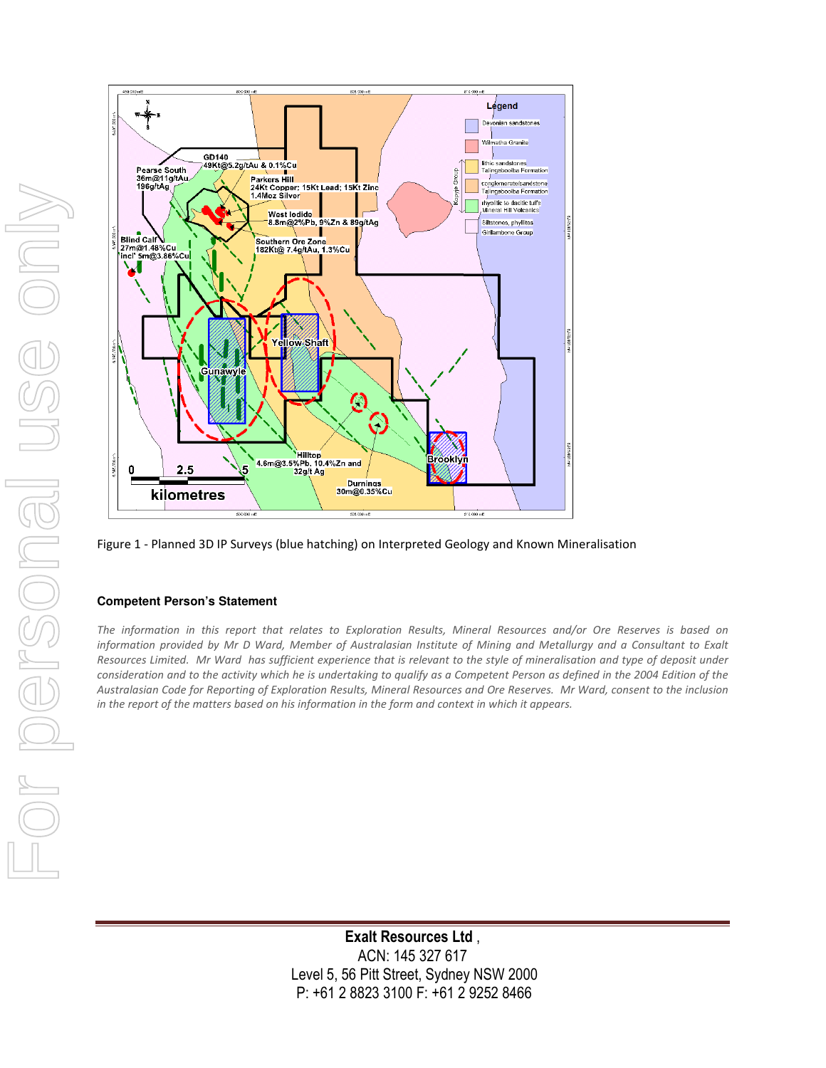Legend

Devonian sandstones

Wilmatha Granite

Kopyje Group

lithic sandstones Talingaboolba Formation

conglomerate/sandstone Talingaboolba Formation

rhyolitic to dacitic tuffs Mineral Hill Volcanics

Siltstones, phyllites Girilambone Group

GD140
49Kt@5.2g/tAu & 0.1%Cu

Pearse South
36m@11g/tAu
196g/tAg

Parkers Hill
24Kt Copper; 15Kt Lead; 15Kt Zinc
1.4Moz Silver

West lodide
8.8m@2%Pb, 9%Zn & 89g/tAg

Blind Calf
27m@1.48%Cu
incl' 5m@3.86%Cu

Southern Ore Zone
182Kt@ 7.4g/tAu, 1.3%Cu

Yellow Shaft

Gunawyle

Brooklyn

Hilltop
4.6m@3.5%Pb, 10.4%Zn and
32g/t Ag

Durnings
30m@0.35%Cu

0 2.5 5
kilometres

Figure 1 - Planned 3D IP Surveys (blue hatching) on Interpreted Geology and Known Mineralisation

**Competent Person's Statement**

*The information in this report that relates to Exploration Results, Mineral Resources and/or Ore Reserves is based on information provided by Mr D Ward, Member of Australasian Institute of Mining and Metallurgy and a Consultant to Exalt Resources Limited. Mr Ward has sufficient experience that is relevant to the style of mineralisation and type of deposit under consideration and to the activity which he is undertaking to qualify as a Competent Person as defined in the 2004 Edition of the Australasian Code for Reporting of Exploration Results, Mineral Resources and Ore Reserves. Mr Ward, consent to the inclusion in the report of the matters based on his information in the form and context in which it appears.*